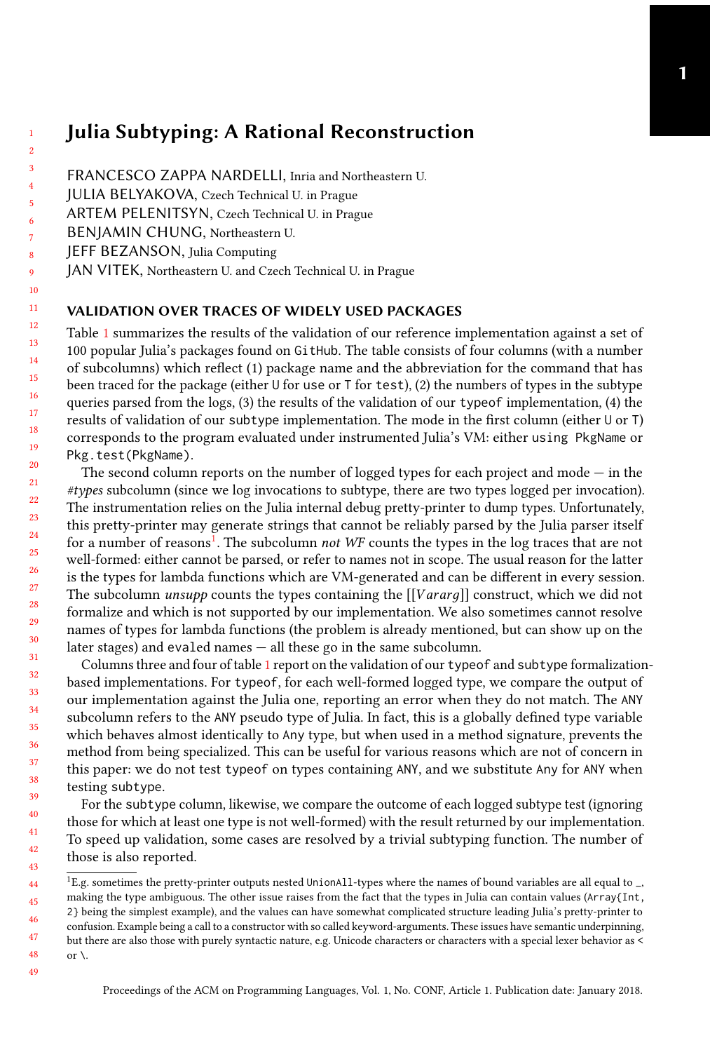# Julia Subtyping: A Rational Reconstruction

FRANCESCO ZAPPA NARDELLI, Inria and Northeastern U.
JULIA BELYAKOVA, Czech Technical U. in Prague
ARTEM PELENITSYN, Czech Technical U. in Prague
BENJAMIN CHUNG, Northeastern U.
JEFF BEZANSON, Julia Computing
JAN VITEK, Northeastern U. and Czech Technical U. in Prague

## VALIDATION OVER TRACES OF WIDELY USED PACKAGES

Table 1 summarizes the results of the validation of our reference implementation against a set of 100 popular Julia's packages found on `GitHub`. The table consists of four columns (with a number of subcolumns) which reflect (1) package name and the abbreviation for the command that has been traced for the package (either `U` for `use` or `T` for `test`), (2) the numbers of types in the subtype queries parsed from the logs, (3) the results of the validation of our `typeof` implementation, (4) the results of validation of our `subtype` implementation. The mode in the first column (either `U` or `T`) corresponds to the program evaluated under instrumented Julia's VM: either `using PkgName` or `Pkg.test(PkgName)`.

The second column reports on the number of logged types for each project and mode — in the *#types* subcolumn (since we log invocations to subtype, there are two types logged per invocation). The instrumentation relies on the Julia internal debug pretty-printer to dump types. Unfortunately, this pretty-printer may generate strings that cannot be reliably parsed by the Julia parser itself for a number of reasons[1]. The subcolumn *not WF* counts the types in the log traces that are not well-formed: either cannot be parsed, or refer to names not in scope. The usual reason for the latter is the types for lambda functions which are VM-generated and can be different in every session. The subcolumn *unsupp* counts the types containing the $[[Vararg]]$ construct, which we did not formalize and which is not supported by our implementation. We also sometimes cannot resolve names of types for lambda functions (the problem is already mentioned, but can show up on the later stages) and `eval`ed names — all these go in the same subcolumn.

Columns three and four of table 1 report on the validation of our `typeof` and `subtype` formalization-based implementations. For `typeof`, for each well-formed logged type, we compare the output of our implementation against the Julia one, reporting an error when they do not match. The `ANY` subcolumn refers to the `ANY` pseudo type of Julia. In fact, this is a globally defined type variable which behaves almost identically to `Any` type, but when used in a method signature, prevents the method from being specialized. This can be useful for various reasons which are not of concern in this paper: we do not test `typeof` on types containing `ANY`, and we substitute `Any` for `ANY` when testing `subtype`.

For the `subtype` column, likewise, we compare the outcome of each logged subtype test (ignoring those for which at least one type is not well-formed) with the result returned by our implementation. To speed up validation, some cases are resolved by a trivial subtyping function. The number of those is also reported.

[1] E.g. sometimes the pretty-printer outputs nested `UnionAll`-types where the names of bound variables are all equal to `_`, making the type ambiguous. The other issue raises from the fact that the types in Julia can contain values (`Array{Int, 2}` being the simplest example), and the values can have somewhat complicated structure leading Julia's pretty-printer to confusion. Example being a call to a constructor with so called keyword-arguments. These issues have semantic underpinning, but there are also those with purely syntactic nature, e.g. Unicode characters or characters with a special lexer behavior as `<` or `\`.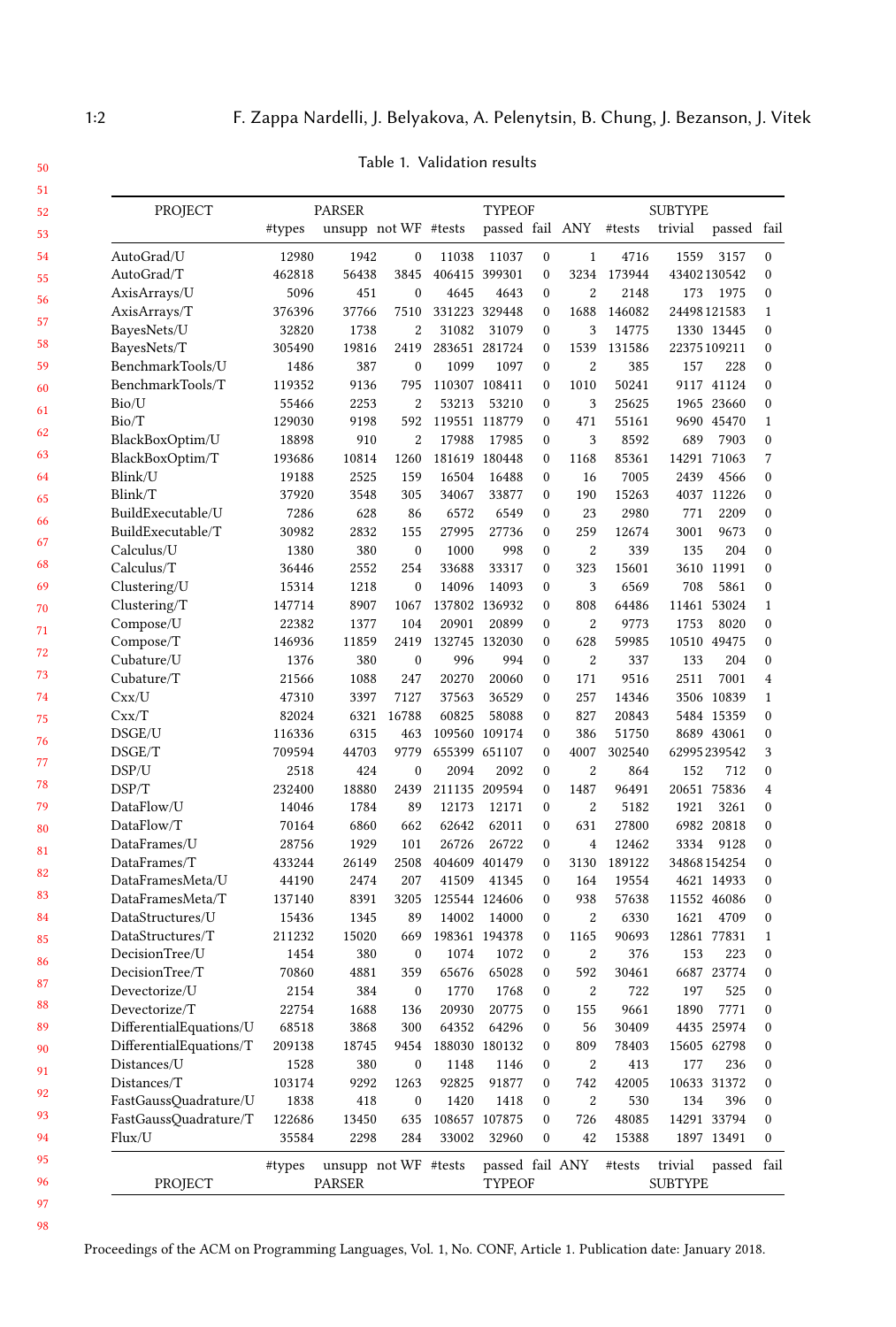Table 1. Validation results

| PROJECT | PARSER | | | TYPEOF | | | | SUBTYPE | | | |
|---|---|---|---|---|---|---|---|---|---|---|---|
| | #types | unsupp | not WF | #tests | passed | fail | ANY | #tests | trivial | passed | fail |
| AutoGrad/U | 12980 | 1942 | 0 | 11038 | 11037 | 0 | 1 | 4716 | 1559 | 3157 | 0 |
| AutoGrad/T | 462818 | 56438 | 3845 | 406415 | 399301 | 0 | 3234 | 173944 | 43402 | 130542 | 0 |
| AxisArrays/U | 5096 | 451 | 0 | 4645 | 4643 | 0 | 2 | 2148 | 173 | 1975 | 0 |
| AxisArrays/T | 376396 | 37766 | 7510 | 331223 | 329448 | 0 | 1688 | 146082 | 24498 | 121583 | 1 |
| BayesNets/U | 32820 | 1738 | 2 | 31082 | 31079 | 0 | 3 | 14775 | 1330 | 13445 | 0 |
| BayesNets/T | 305490 | 19816 | 2419 | 283651 | 281724 | 0 | 1539 | 131586 | 22375 | 109211 | 0 |
| BenchmarkTools/U | 1486 | 387 | 0 | 1099 | 1097 | 0 | 2 | 385 | 157 | 228 | 0 |
| BenchmarkTools/T | 119352 | 9136 | 795 | 110307 | 108411 | 0 | 1010 | 50241 | 9117 | 41124 | 0 |
| Bio/U | 55466 | 2253 | 2 | 53213 | 53210 | 0 | 3 | 25625 | 1965 | 23660 | 0 |
| Bio/T | 129030 | 9198 | 592 | 119551 | 118779 | 0 | 471 | 55161 | 9690 | 45470 | 1 |
| BlackBoxOptim/U | 18898 | 910 | 2 | 17988 | 17985 | 0 | 3 | 8592 | 689 | 7903 | 0 |
| BlackBoxOptim/T | 193686 | 10814 | 1260 | 181619 | 180448 | 0 | 1168 | 85361 | 14291 | 71063 | 7 |
| Blink/U | 19188 | 2525 | 159 | 16504 | 16488 | 0 | 16 | 7005 | 2439 | 4566 | 0 |
| Blink/T | 37920 | 3548 | 305 | 34067 | 33877 | 0 | 190 | 15263 | 4037 | 11226 | 0 |
| BuildExecutable/U | 7286 | 628 | 86 | 6572 | 6549 | 0 | 23 | 2980 | 771 | 2209 | 0 |
| BuildExecutable/T | 30982 | 2832 | 155 | 27995 | 27736 | 0 | 259 | 12674 | 3001 | 9673 | 0 |
| Calculus/U | 1380 | 380 | 0 | 1000 | 998 | 0 | 2 | 339 | 135 | 204 | 0 |
| Calculus/T | 36446 | 2552 | 254 | 33688 | 33317 | 0 | 323 | 15601 | 3610 | 11991 | 0 |
| Clustering/U | 15314 | 1218 | 0 | 14096 | 14093 | 0 | 3 | 6569 | 708 | 5861 | 0 |
| Clustering/T | 147714 | 8907 | 1067 | 137802 | 136932 | 0 | 808 | 64486 | 11461 | 53024 | 1 |
| Compose/U | 22382 | 1377 | 104 | 20901 | 20899 | 0 | 2 | 9773 | 1753 | 8020 | 0 |
| Compose/T | 146936 | 11859 | 2419 | 132745 | 132030 | 0 | 628 | 59985 | 10510 | 49475 | 0 |
| Cubature/U | 1376 | 380 | 0 | 996 | 994 | 0 | 2 | 337 | 133 | 204 | 0 |
| Cubature/T | 21566 | 1088 | 247 | 20270 | 20060 | 0 | 171 | 9516 | 2511 | 7001 | 4 |
| Cxx/U | 47310 | 3397 | 7127 | 37563 | 36529 | 0 | 257 | 14346 | 3506 | 10839 | 1 |
| Cxx/T | 82024 | 6321 | 16788 | 60825 | 58088 | 0 | 827 | 20843 | 5484 | 15359 | 0 |
| DSGE/U | 116336 | 6315 | 463 | 109560 | 109174 | 0 | 386 | 51750 | 8689 | 43061 | 0 |
| DSGE/T | 709594 | 44703 | 9779 | 655399 | 651107 | 0 | 4007 | 302540 | 62995 | 239542 | 3 |
| DSP/U | 2518 | 424 | 0 | 2094 | 2092 | 0 | 2 | 864 | 152 | 712 | 0 |
| DSP/T | 232400 | 18880 | 2439 | 211135 | 209594 | 0 | 1487 | 96491 | 20651 | 75836 | 4 |
| DataFlow/U | 14046 | 1784 | 89 | 12173 | 12171 | 0 | 2 | 5182 | 1921 | 3261 | 0 |
| DataFlow/T | 70164 | 6860 | 662 | 62642 | 62011 | 0 | 631 | 27800 | 6982 | 20818 | 0 |
| DataFrames/U | 28756 | 1929 | 101 | 26726 | 26722 | 0 | 4 | 12462 | 3334 | 9128 | 0 |
| DataFrames/T | 433244 | 26149 | 2508 | 404609 | 401479 | 0 | 3130 | 189122 | 34868 | 154254 | 0 |
| DataFramesMeta/U | 44190 | 2474 | 207 | 41509 | 41345 | 0 | 164 | 19554 | 4621 | 14933 | 0 |
| DataFramesMeta/T | 137140 | 8391 | 3205 | 125544 | 124606 | 0 | 938 | 57638 | 11552 | 46086 | 0 |
| DataStructures/U | 15436 | 1345 | 89 | 14002 | 14000 | 0 | 2 | 6330 | 1621 | 4709 | 0 |
| DataStructures/T | 211232 | 15020 | 669 | 198361 | 194378 | 0 | 1165 | 90693 | 12861 | 77831 | 1 |
| DecisionTree/U | 1454 | 380 | 0 | 1074 | 1072 | 0 | 2 | 376 | 153 | 223 | 0 |
| DecisionTree/T | 70860 | 4881 | 359 | 65676 | 65028 | 0 | 592 | 30461 | 6687 | 23774 | 0 |
| Devectorize/U | 2154 | 384 | 0 | 1770 | 1768 | 0 | 2 | 722 | 197 | 525 | 0 |
| Devectorize/T | 22754 | 1688 | 136 | 20930 | 20775 | 0 | 155 | 9661 | 1890 | 7771 | 0 |
| DifferentialEquations/U | 68518 | 3868 | 300 | 64352 | 64296 | 0 | 56 | 30409 | 4435 | 25974 | 0 |
| DifferentialEquations/T | 209138 | 18745 | 9454 | 188030 | 180132 | 0 | 809 | 78403 | 15605 | 62798 | 0 |
| Distances/U | 1528 | 380 | 0 | 1148 | 1146 | 0 | 2 | 413 | 177 | 236 | 0 |
| Distances/T | 103174 | 9292 | 1263 | 92825 | 91877 | 0 | 742 | 42005 | 10633 | 31372 | 0 |
| FastGaussQuadrature/U | 1838 | 418 | 0 | 1420 | 1418 | 0 | 2 | 530 | 134 | 396 | 0 |
| FastGaussQuadrature/T | 122686 | 13450 | 635 | 108657 | 107875 | 0 | 726 | 48085 | 14291 | 33794 | 0 |
| Flux/U | 35584 | 2298 | 284 | 33002 | 32960 | 0 | 42 | 15388 | 1897 | 13491 | 0 |
| | #types | unsupp | not WF | #tests | passed | fail | ANY | #tests | trivial | passed | fail |
| PROJECT | PARSER | | | TYPEOF | | | | SUBTYPE | | | |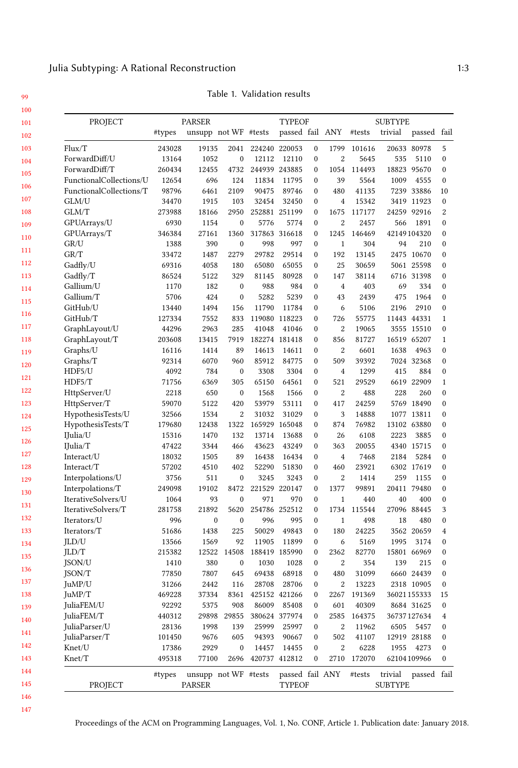Table 1. Validation results

| PROJECT | PARSER | | | TYPEOF | | | | SUBTYPE | | | |
|---|---|---|---|---|---|---|---|---|---|---|---|
| | #types | unsupp | not WF | #tests | passed | fail | ANY | #tests | trivial | passed | fail |
| Flux/T | 243028 | 19135 | 2041 | 224240 | 220053 | 0 | 1799 | 101616 | 20633 | 80978 | 5 |
| ForwardDiff/U | 13164 | 1052 | 0 | 12112 | 12110 | 0 | 2 | 5645 | 535 | 5110 | 0 |
| ForwardDiff/T | 260434 | 12455 | 4732 | 244939 | 243885 | 0 | 1054 | 114493 | 18823 | 95670 | 0 |
| FunctionalCollections/U | 12654 | 696 | 124 | 11834 | 11795 | 0 | 39 | 5564 | 1009 | 4555 | 0 |
| FunctionalCollections/T | 98796 | 6461 | 2109 | 90475 | 89746 | 0 | 480 | 41135 | 7239 | 33886 | 10 |
| GLM/U | 34470 | 1915 | 103 | 32454 | 32450 | 0 | 4 | 15342 | 3419 | 11923 | 0 |
| GLM/T | 273988 | 18166 | 2950 | 252881 | 251199 | 0 | 1675 | 117177 | 24259 | 92916 | 2 |
| GPUArrays/U | 6930 | 1154 | 0 | 5776 | 5774 | 0 | 2 | 2457 | 566 | 1891 | 0 |
| GPUArrays/T | 346384 | 27161 | 1360 | 317863 | 316618 | 0 | 1245 | 146469 | 42149 | 104320 | 0 |
| GR/U | 1388 | 390 | 0 | 998 | 997 | 0 | 1 | 304 | 94 | 210 | 0 |
| GR/T | 33472 | 1487 | 2279 | 29782 | 29514 | 0 | 192 | 13145 | 2475 | 10670 | 0 |
| Gadfly/U | 69316 | 4058 | 180 | 65080 | 65055 | 0 | 25 | 30659 | 5061 | 25598 | 0 |
| Gadfly/T | 86524 | 5122 | 329 | 81145 | 80928 | 0 | 147 | 38114 | 6716 | 31398 | 0 |
| Gallium/U | 1170 | 182 | 0 | 988 | 984 | 0 | 4 | 403 | 69 | 334 | 0 |
| Gallium/T | 5706 | 424 | 0 | 5282 | 5239 | 0 | 43 | 2439 | 475 | 1964 | 0 |
| GitHub/U | 13440 | 1494 | 156 | 11790 | 11784 | 0 | 6 | 5106 | 2196 | 2910 | 0 |
| GitHub/T | 127334 | 7552 | 833 | 119080 | 118223 | 0 | 726 | 55775 | 11443 | 44331 | 1 |
| GraphLayout/U | 44296 | 2963 | 285 | 41048 | 41046 | 0 | 2 | 19065 | 3555 | 15510 | 0 |
| GraphLayout/T | 203608 | 13415 | 7919 | 182274 | 181418 | 0 | 856 | 81727 | 16519 | 65207 | 1 |
| Graphs/U | 16116 | 1414 | 89 | 14613 | 14611 | 0 | 2 | 6601 | 1638 | 4963 | 0 |
| Graphs/T | 92314 | 6070 | 960 | 85912 | 84775 | 0 | 509 | 39392 | 7024 | 32368 | 0 |
| HDF5/U | 4092 | 784 | 0 | 3308 | 3304 | 0 | 4 | 1299 | 415 | 884 | 0 |
| HDF5/T | 71756 | 6369 | 305 | 65150 | 64561 | 0 | 521 | 29529 | 6619 | 22909 | 1 |
| HttpServer/U | 2218 | 650 | 0 | 1568 | 1566 | 0 | 2 | 488 | 228 | 260 | 0 |
| HttpServer/T | 59070 | 5122 | 420 | 53979 | 53111 | 0 | 417 | 24259 | 5769 | 18490 | 0 |
| HypothesisTests/U | 32566 | 1534 | 2 | 31032 | 31029 | 0 | 3 | 14888 | 1077 | 13811 | 0 |
| HypothesisTests/T | 179680 | 12438 | 1322 | 165929 | 165048 | 0 | 874 | 76982 | 13102 | 63880 | 0 |
| IJulia/U | 15316 | 1470 | 132 | 13714 | 13688 | 0 | 26 | 6108 | 2223 | 3885 | 0 |
| IJulia/T | 47422 | 3344 | 466 | 43623 | 43249 | 0 | 363 | 20055 | 4340 | 15715 | 0 |
| Interact/U | 18032 | 1505 | 89 | 16438 | 16434 | 0 | 4 | 7468 | 2184 | 5284 | 0 |
| Interact/T | 57202 | 4510 | 402 | 52290 | 51830 | 0 | 460 | 23921 | 6302 | 17619 | 0 |
| Interpolations/U | 3756 | 511 | 0 | 3245 | 3243 | 0 | 2 | 1414 | 259 | 1155 | 0 |
| Interpolations/T | 249098 | 19102 | 8472 | 221529 | 220147 | 0 | 1377 | 99891 | 20411 | 79480 | 0 |
| IterativeSolvers/U | 1064 | 93 | 0 | 971 | 970 | 0 | 1 | 440 | 40 | 400 | 0 |
| IterativeSolvers/T | 281758 | 21892 | 5620 | 254786 | 252512 | 0 | 1734 | 115544 | 27096 | 88445 | 3 |
| Iterators/U | 996 | 0 | 0 | 996 | 995 | 0 | 1 | 498 | 18 | 480 | 0 |
| Iterators/T | 51686 | 1438 | 225 | 50029 | 49843 | 0 | 180 | 24225 | 3562 | 20659 | 4 |
| JLD/U | 13566 | 1569 | 92 | 11905 | 11899 | 0 | 6 | 5169 | 1995 | 3174 | 0 |
| JLD/T | 215382 | 12522 | 14508 | 188419 | 185990 | 0 | 2362 | 82770 | 15801 | 66969 | 0 |
| JSON/U | 1410 | 380 | 0 | 1030 | 1028 | 0 | 2 | 354 | 139 | 215 | 0 |
| JSON/T | 77850 | 7807 | 645 | 69438 | 68918 | 0 | 480 | 31099 | 6660 | 24439 | 0 |
| JuMP/U | 31266 | 2442 | 116 | 28708 | 28706 | 0 | 2 | 13223 | 2318 | 10905 | 0 |
| JuMP/T | 469228 | 37334 | 8361 | 425152 | 421266 | 0 | 2267 | 191369 | 36021 | 155333 | 15 |
| JuliaFEM/U | 92292 | 5375 | 908 | 86009 | 85408 | 0 | 601 | 40309 | 8684 | 31625 | 0 |
| JuliaFEM/T | 440312 | 29898 | 29855 | 380624 | 377974 | 0 | 2585 | 164375 | 36737 | 127634 | 4 |
| JuliaParser/U | 28136 | 1998 | 139 | 25999 | 25997 | 0 | 2 | 11962 | 6505 | 5457 | 0 |
| JuliaParser/T | 101450 | 9676 | 605 | 94393 | 90667 | 0 | 502 | 41107 | 12919 | 28188 | 0 |
| Knet/U | 17386 | 2929 | 0 | 14457 | 14455 | 0 | 2 | 6228 | 1955 | 4273 | 0 |
| Knet/T | 495318 | 77100 | 2696 | 420737 | 412812 | 0 | 2710 | 172070 | 62104 | 109966 | 0 |
| | #types | unsupp | not WF | #tests | passed | fail | ANY | #tests | trivial | passed | fail |
| PROJECT | PARSER | | | TYPEOF | | | | SUBTYPE | | | |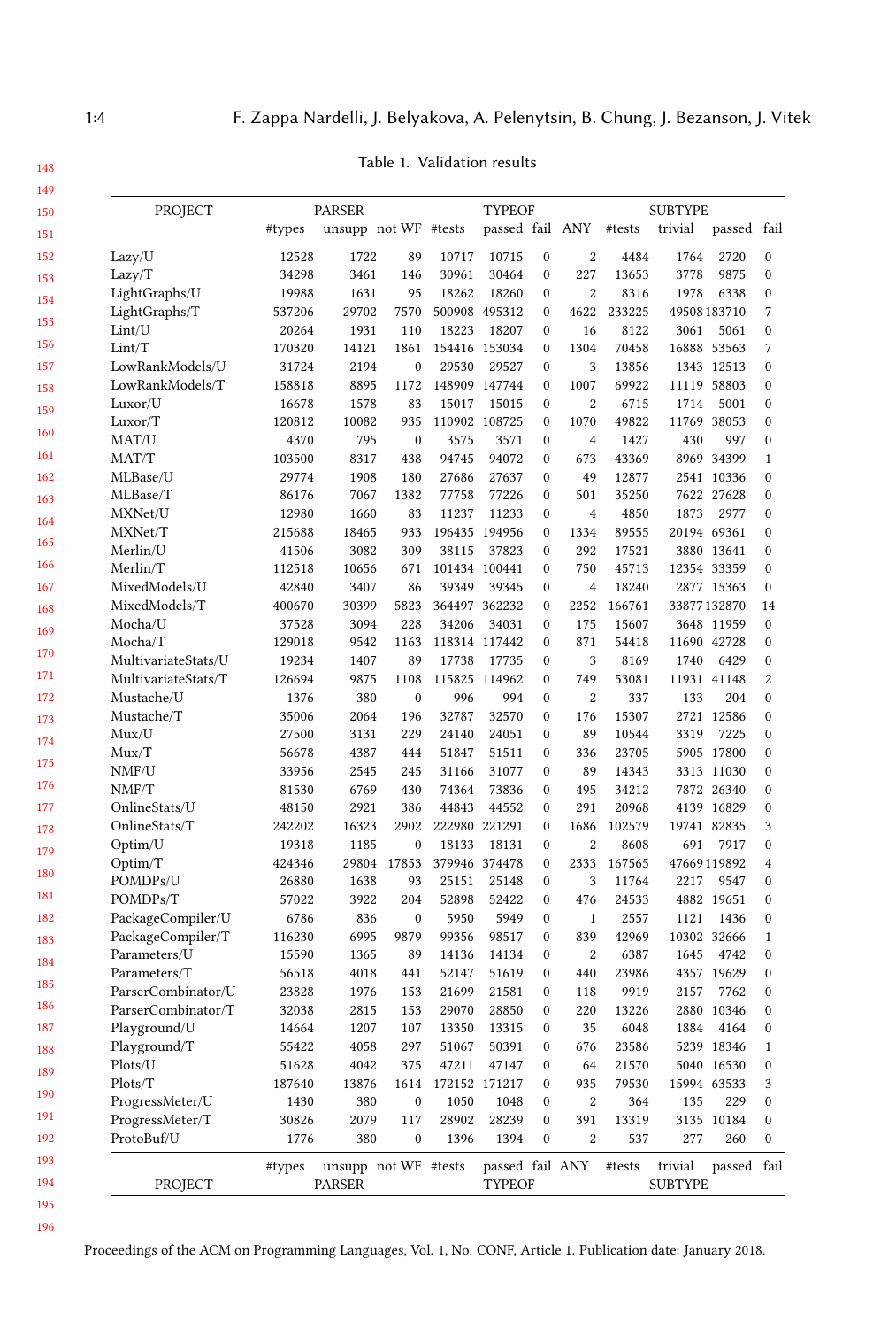Table 1. Validation results

| PROJECT | PARSER | | | TYPEOF | | | | SUBTYPE | | | |
|---|---|---|---|---|---|---|---|---|---|---|---|
| | #types | unsupp | not WF | #tests | passed | fail | ANY | #tests | trivial | passed | fail |
| Lazy/U | 12528 | 1722 | 89 | 10717 | 10715 | 0 | 2 | 4484 | 1764 | 2720 | 0 |
| Lazy/T | 34298 | 3461 | 146 | 30961 | 30464 | 0 | 227 | 13653 | 3778 | 9875 | 0 |
| LightGraphs/U | 19988 | 1631 | 95 | 18262 | 18260 | 0 | 2 | 8316 | 1978 | 6338 | 0 |
| LightGraphs/T | 537206 | 29702 | 7570 | 500908 | 495312 | 0 | 4622 | 233225 | 49508 | 183710 | 7 |
| Lint/U | 20264 | 1931 | 110 | 18223 | 18207 | 0 | 16 | 8122 | 3061 | 5061 | 0 |
| Lint/T | 170320 | 14121 | 1861 | 154416 | 153034 | 0 | 1304 | 70458 | 16888 | 53563 | 7 |
| LowRankModels/U | 31724 | 2194 | 0 | 29530 | 29527 | 0 | 3 | 13856 | 1343 | 12513 | 0 |
| LowRankModels/T | 158818 | 8895 | 1172 | 148909 | 147744 | 0 | 1007 | 69922 | 11119 | 58803 | 0 |
| Luxor/U | 16678 | 1578 | 83 | 15017 | 15015 | 0 | 2 | 6715 | 1714 | 5001 | 0 |
| Luxor/T | 120812 | 10082 | 935 | 110902 | 108725 | 0 | 1070 | 49822 | 11769 | 38053 | 0 |
| MAT/U | 4370 | 795 | 0 | 3575 | 3571 | 0 | 4 | 1427 | 430 | 997 | 0 |
| MAT/T | 103500 | 8317 | 438 | 94745 | 94072 | 0 | 673 | 43369 | 8969 | 34399 | 1 |
| MLBase/U | 29774 | 1908 | 180 | 27686 | 27637 | 0 | 49 | 12877 | 2541 | 10336 | 0 |
| MLBase/T | 86176 | 7067 | 1382 | 77758 | 77226 | 0 | 501 | 35250 | 7622 | 27628 | 0 |
| MXNet/U | 12980 | 1660 | 83 | 11237 | 11233 | 0 | 4 | 4850 | 1873 | 2977 | 0 |
| MXNet/T | 215688 | 18465 | 933 | 196435 | 194956 | 0 | 1334 | 89555 | 20194 | 69361 | 0 |
| Merlin/U | 41506 | 3082 | 309 | 38115 | 37823 | 0 | 292 | 17521 | 3880 | 13641 | 0 |
| Merlin/T | 112518 | 10656 | 671 | 101434 | 100441 | 0 | 750 | 45713 | 12354 | 33359 | 0 |
| MixedModels/U | 42840 | 3407 | 86 | 39349 | 39345 | 0 | 4 | 18240 | 2877 | 15363 | 0 |
| MixedModels/T | 400670 | 30399 | 5823 | 364497 | 362232 | 0 | 2252 | 166761 | 33877 | 132870 | 14 |
| Mocha/U | 37528 | 3094 | 228 | 34206 | 34031 | 0 | 175 | 15607 | 3648 | 11959 | 0 |
| Mocha/T | 129018 | 9542 | 1163 | 118314 | 117442 | 0 | 871 | 54418 | 11690 | 42728 | 0 |
| MultivariateStats/U | 19234 | 1407 | 89 | 17738 | 17735 | 0 | 3 | 8169 | 1740 | 6429 | 0 |
| MultivariateStats/T | 126694 | 9875 | 1108 | 115825 | 114962 | 0 | 749 | 53081 | 11931 | 41148 | 2 |
| Mustache/U | 1376 | 380 | 0 | 996 | 994 | 0 | 2 | 337 | 133 | 204 | 0 |
| Mustache/T | 35006 | 2064 | 196 | 32787 | 32570 | 0 | 176 | 15307 | 2721 | 12586 | 0 |
| Mux/U | 27500 | 3131 | 229 | 24140 | 24051 | 0 | 89 | 10544 | 3319 | 7225 | 0 |
| Mux/T | 56678 | 4387 | 444 | 51847 | 51511 | 0 | 336 | 23705 | 5905 | 17800 | 0 |
| NMF/U | 33956 | 2545 | 245 | 31166 | 31077 | 0 | 89 | 14343 | 3313 | 11030 | 0 |
| NMF/T | 81530 | 6769 | 430 | 74364 | 73836 | 0 | 495 | 34212 | 7872 | 26340 | 0 |
| OnlineStats/U | 48150 | 2921 | 386 | 44843 | 44552 | 0 | 291 | 20968 | 4139 | 16829 | 0 |
| OnlineStats/T | 242202 | 16323 | 2902 | 222980 | 221291 | 0 | 1686 | 102579 | 19741 | 82835 | 3 |
| Optim/U | 19318 | 1185 | 0 | 18133 | 18131 | 0 | 2 | 8608 | 691 | 7917 | 0 |
| Optim/T | 424346 | 29804 | 17853 | 379946 | 374478 | 0 | 2333 | 167565 | 47669 | 119892 | 4 |
| POMDPs/U | 26880 | 1638 | 93 | 25151 | 25148 | 0 | 3 | 11764 | 2217 | 9547 | 0 |
| POMDPs/T | 57022 | 3922 | 204 | 52898 | 52422 | 0 | 476 | 24533 | 4882 | 19651 | 0 |
| PackageCompiler/U | 6786 | 836 | 0 | 5950 | 5949 | 0 | 1 | 2557 | 1121 | 1436 | 0 |
| PackageCompiler/T | 116230 | 6995 | 9879 | 99356 | 98517 | 0 | 839 | 42969 | 10302 | 32666 | 1 |
| Parameters/U | 15590 | 1365 | 89 | 14136 | 14134 | 0 | 2 | 6387 | 1645 | 4742 | 0 |
| Parameters/T | 56518 | 4018 | 441 | 52147 | 51619 | 0 | 440 | 23986 | 4357 | 19629 | 0 |
| ParserCombinator/U | 23828 | 1976 | 153 | 21699 | 21581 | 0 | 118 | 9919 | 2157 | 7762 | 0 |
| ParserCombinator/T | 32038 | 2815 | 153 | 29070 | 28850 | 0 | 220 | 13226 | 2880 | 10346 | 0 |
| Playground/U | 14664 | 1207 | 107 | 13350 | 13315 | 0 | 35 | 6048 | 1884 | 4164 | 0 |
| Playground/T | 55422 | 4058 | 297 | 51067 | 50391 | 0 | 676 | 23586 | 5239 | 18346 | 1 |
| Plots/U | 51628 | 4042 | 375 | 47211 | 47147 | 0 | 64 | 21570 | 5040 | 16530 | 0 |
| Plots/T | 187640 | 13876 | 1614 | 172152 | 171217 | 0 | 935 | 79530 | 15994 | 63533 | 3 |
| ProgressMeter/U | 1430 | 380 | 0 | 1050 | 1048 | 0 | 2 | 364 | 135 | 229 | 0 |
| ProgressMeter/T | 30826 | 2079 | 117 | 28902 | 28239 | 0 | 391 | 13319 | 3135 | 10184 | 0 |
| ProtoBuf/U | 1776 | 380 | 0 | 1396 | 1394 | 0 | 2 | 537 | 277 | 260 | 0 |
| | #types | unsupp | not WF | #tests | passed | fail | ANY | #tests | trivial | passed | fail |
| PROJECT | PARSER | | | TYPEOF | | | | SUBTYPE | | | |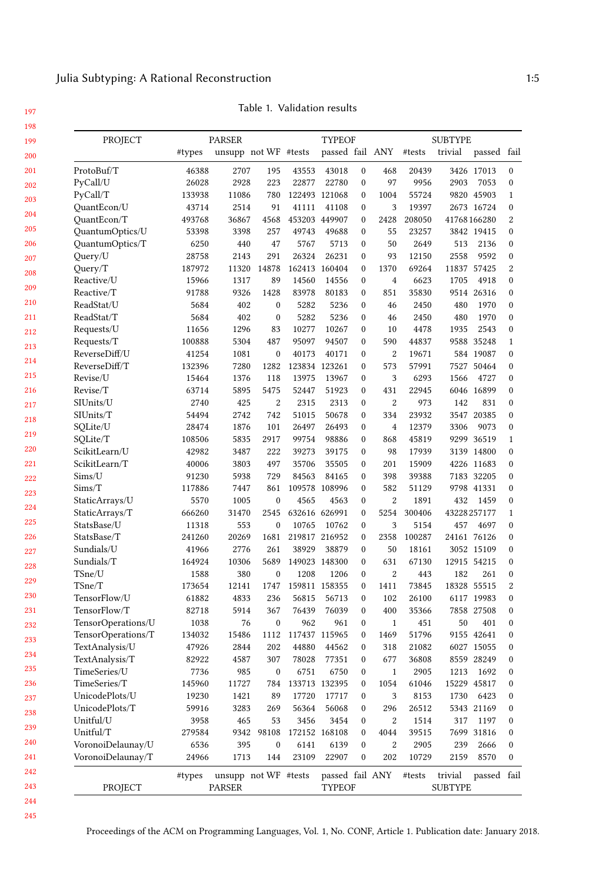Table 1. Validation results

| PROJECT | PARSER | | | TYPEOF | | | | SUBTYPE | | | |
|---|---|---|---|---|---|---|---|---|---|---|---|
| | #types | unsupp | not WF | #tests | passed | fail | ANY | #tests | trivial | passed | fail |
| ProtoBuf/T | 46388 | 2707 | 195 | 43553 | 43018 | 0 | 468 | 20439 | 3426 | 17013 | 0 |
| PyCall/U | 26028 | 2928 | 223 | 22877 | 22780 | 0 | 97 | 9956 | 2903 | 7053 | 0 |
| PyCall/T | 133938 | 11086 | 780 | 122493 | 121068 | 0 | 1004 | 55724 | 9820 | 45903 | 1 |
| QuantEcon/U | 43714 | 2514 | 91 | 41111 | 41108 | 0 | 3 | 19397 | 2673 | 16724 | 0 |
| QuantEcon/T | 493768 | 36867 | 4568 | 453203 | 449907 | 0 | 2428 | 208050 | 41768 | 166280 | 2 |
| QuantumOptics/U | 53398 | 3398 | 257 | 49743 | 49688 | 0 | 55 | 23257 | 3842 | 19415 | 0 |
| QuantumOptics/T | 6250 | 440 | 47 | 5767 | 5713 | 0 | 50 | 2649 | 513 | 2136 | 0 |
| Query/U | 28758 | 2143 | 291 | 26324 | 26231 | 0 | 93 | 12150 | 2558 | 9592 | 0 |
| Query/T | 187972 | 11320 | 14878 | 162413 | 160404 | 0 | 1370 | 69264 | 11837 | 57425 | 2 |
| Reactive/U | 15966 | 1317 | 89 | 14560 | 14556 | 0 | 4 | 6623 | 1705 | 4918 | 0 |
| Reactive/T | 91788 | 9326 | 1428 | 83978 | 80183 | 0 | 851 | 35830 | 9514 | 26316 | 0 |
| ReadStat/U | 5684 | 402 | 0 | 5282 | 5236 | 0 | 46 | 2450 | 480 | 1970 | 0 |
| ReadStat/T | 5684 | 402 | 0 | 5282 | 5236 | 0 | 46 | 2450 | 480 | 1970 | 0 |
| Requests/U | 11656 | 1296 | 83 | 10277 | 10267 | 0 | 10 | 4478 | 1935 | 2543 | 0 |
| Requests/T | 100888 | 5304 | 487 | 95097 | 94507 | 0 | 590 | 44837 | 9588 | 35248 | 1 |
| ReverseDiff/U | 41254 | 1081 | 0 | 40173 | 40171 | 0 | 2 | 19671 | 584 | 19087 | 0 |
| ReverseDiff/T | 132396 | 7280 | 1282 | 123834 | 123261 | 0 | 573 | 57991 | 7527 | 50464 | 0 |
| Revise/U | 15464 | 1376 | 118 | 13975 | 13967 | 0 | 3 | 6293 | 1566 | 4727 | 0 |
| Revise/T | 63714 | 5895 | 5475 | 52447 | 51923 | 0 | 431 | 22945 | 6046 | 16899 | 0 |
| SIUnits/U | 2740 | 425 | 2 | 2315 | 2313 | 0 | 2 | 973 | 142 | 831 | 0 |
| SIUnits/T | 54494 | 2742 | 742 | 51015 | 50678 | 0 | 334 | 23932 | 3547 | 20385 | 0 |
| SQLite/U | 28474 | 1876 | 101 | 26497 | 26493 | 0 | 4 | 12379 | 3306 | 9073 | 0 |
| SQLite/T | 108506 | 5835 | 2917 | 99754 | 98886 | 0 | 868 | 45819 | 9299 | 36519 | 1 |
| ScikitLearn/U | 42982 | 3487 | 222 | 39273 | 39175 | 0 | 98 | 17939 | 3139 | 14800 | 0 |
| ScikitLearn/T | 40006 | 3803 | 497 | 35706 | 35505 | 0 | 201 | 15909 | 4226 | 11683 | 0 |
| Sims/U | 91230 | 5938 | 729 | 84563 | 84165 | 0 | 398 | 39388 | 7183 | 32205 | 0 |
| Sims/T | 117886 | 7447 | 861 | 109578 | 108996 | 0 | 582 | 51129 | 9798 | 41331 | 0 |
| StaticArrays/U | 5570 | 1005 | 0 | 4565 | 4563 | 0 | 2 | 1891 | 432 | 1459 | 0 |
| StaticArrays/T | 666260 | 31470 | 2545 | 632616 | 626991 | 0 | 5254 | 300406 | 43228 | 257177 | 1 |
| StatsBase/U | 11318 | 553 | 0 | 10765 | 10762 | 0 | 3 | 5154 | 457 | 4697 | 0 |
| StatsBase/T | 241260 | 20269 | 1681 | 219817 | 216952 | 0 | 2358 | 100287 | 24161 | 76126 | 0 |
| Sundials/U | 41966 | 2776 | 261 | 38929 | 38879 | 0 | 50 | 18161 | 3052 | 15109 | 0 |
| Sundials/T | 164924 | 10306 | 5689 | 149023 | 148300 | 0 | 631 | 67130 | 12915 | 54215 | 0 |
| TSne/U | 1588 | 380 | 0 | 1208 | 1206 | 0 | 2 | 443 | 182 | 261 | 0 |
| TSne/T | 173654 | 12141 | 1747 | 159811 | 158355 | 0 | 1411 | 73845 | 18328 | 55515 | 2 |
| TensorFlow/U | 61882 | 4833 | 236 | 56815 | 56713 | 0 | 102 | 26100 | 6117 | 19983 | 0 |
| TensorFlow/T | 82718 | 5914 | 367 | 76439 | 76039 | 0 | 400 | 35366 | 7858 | 27508 | 0 |
| TensorOperations/U | 1038 | 76 | 0 | 962 | 961 | 0 | 1 | 451 | 50 | 401 | 0 |
| TensorOperations/T | 134032 | 15486 | 1112 | 117437 | 115965 | 0 | 1469 | 51796 | 9155 | 42641 | 0 |
| TextAnalysis/U | 47926 | 2844 | 202 | 44880 | 44562 | 0 | 318 | 21082 | 6027 | 15055 | 0 |
| TextAnalysis/T | 82922 | 4587 | 307 | 78028 | 77351 | 0 | 677 | 36808 | 8559 | 28249 | 0 |
| TimeSeries/U | 7736 | 985 | 0 | 6751 | 6750 | 0 | 1 | 2905 | 1213 | 1692 | 0 |
| TimeSeries/T | 145960 | 11727 | 784 | 133713 | 132395 | 0 | 1054 | 61046 | 15229 | 45817 | 0 |
| UnicodePlots/U | 19230 | 1421 | 89 | 17720 | 17717 | 0 | 3 | 8153 | 1730 | 6423 | 0 |
| UnicodePlots/T | 59916 | 3283 | 269 | 56364 | 56068 | 0 | 296 | 26512 | 5343 | 21169 | 0 |
| Unitful/U | 3958 | 465 | 53 | 3456 | 3454 | 0 | 2 | 1514 | 317 | 1197 | 0 |
| Unitful/T | 279584 | 9342 | 98108 | 172152 | 168108 | 0 | 4044 | 39515 | 7699 | 31816 | 0 |
| VoronoiDelaunay/U | 6536 | 395 | 0 | 6141 | 6139 | 0 | 2 | 2905 | 239 | 2666 | 0 |
| VoronoiDelaunay/T | 24966 | 1713 | 144 | 23109 | 22907 | 0 | 202 | 10729 | 2159 | 8570 | 0 |
| | #types | unsupp | not WF | #tests | passed | fail | ANY | #tests | trivial | passed | fail |
| PROJECT | PARSER | | | TYPEOF | | | | SUBTYPE | | | |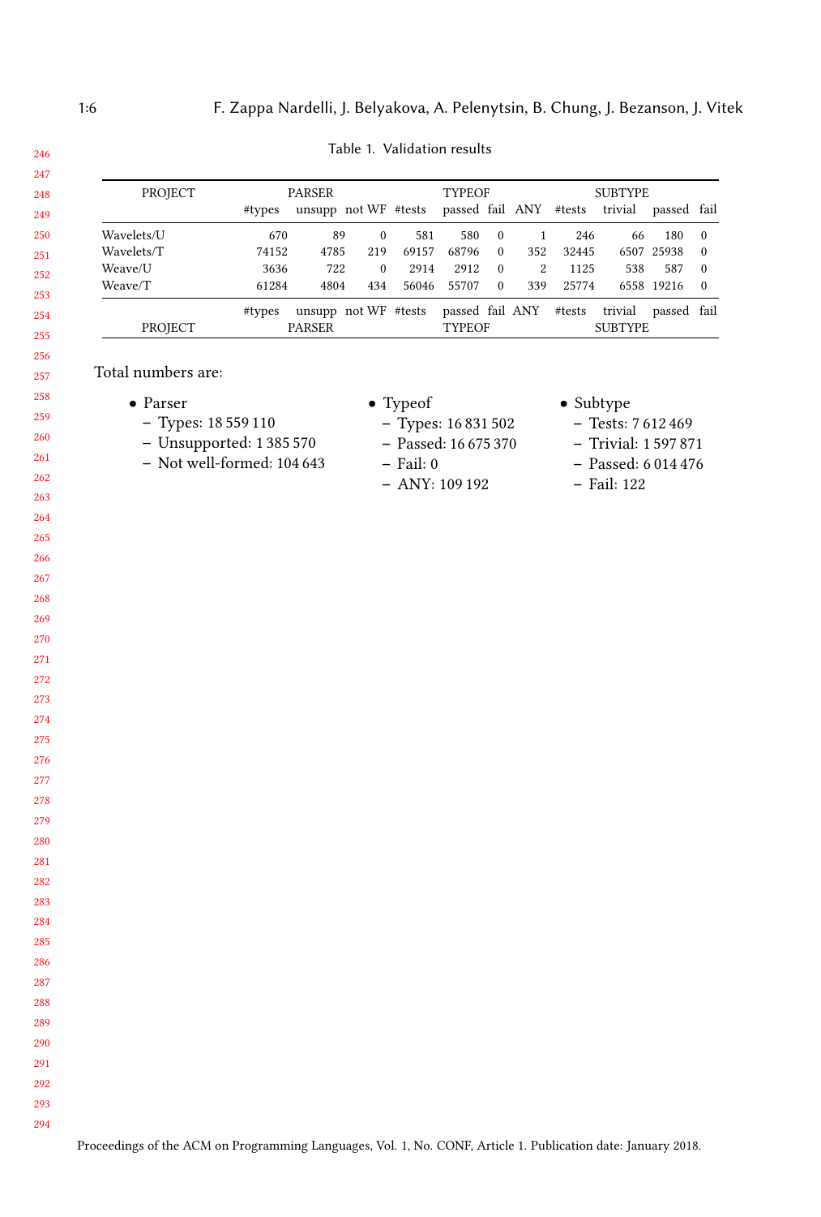Table 1. Validation results

| PROJECT | PARSER | | | TYPEOF | | | | SUBTYPE | | | |
|---|---|---|---|---|---|---|---|---|---|---|---|
| | #types | unsupp | not WF | #tests | passed | fail | ANY | #tests | trivial | passed | fail |
| Wavelets/U | 670 | 89 | 0 | 581 | 580 | 0 | 1 | 246 | 66 | 180 | 0 |
| Wavelets/T | 74152 | 4785 | 219 | 69157 | 68796 | 0 | 352 | 32445 | 6507 | 25938 | 0 |
| Weave/U | 3636 | 722 | 0 | 2914 | 2912 | 0 | 2 | 1125 | 538 | 587 | 0 |
| Weave/T | 61284 | 4804 | 434 | 56046 | 55707 | 0 | 339 | 25774 | 6558 | 19216 | 0 |
| | #types | unsupp | not WF | #tests | passed | fail | ANY | #tests | trivial | passed | fail |
| PROJECT | PARSER | | | TYPEOF | | | | SUBTYPE | | | |

Total numbers are:

- Parser
  - Types: 18 559 110
  - Unsupported: 1 385 570
  - Not well-formed: 104 643
- Typeof
  - Types: 16 831 502
  - Passed: 16 675 370
  - Fail: 0
  - ANY: 109 192
- Subtype
  - Tests: 7 612 469
  - Trivial: 1 597 871
  - Passed: 6 014 476
  - Fail: 122